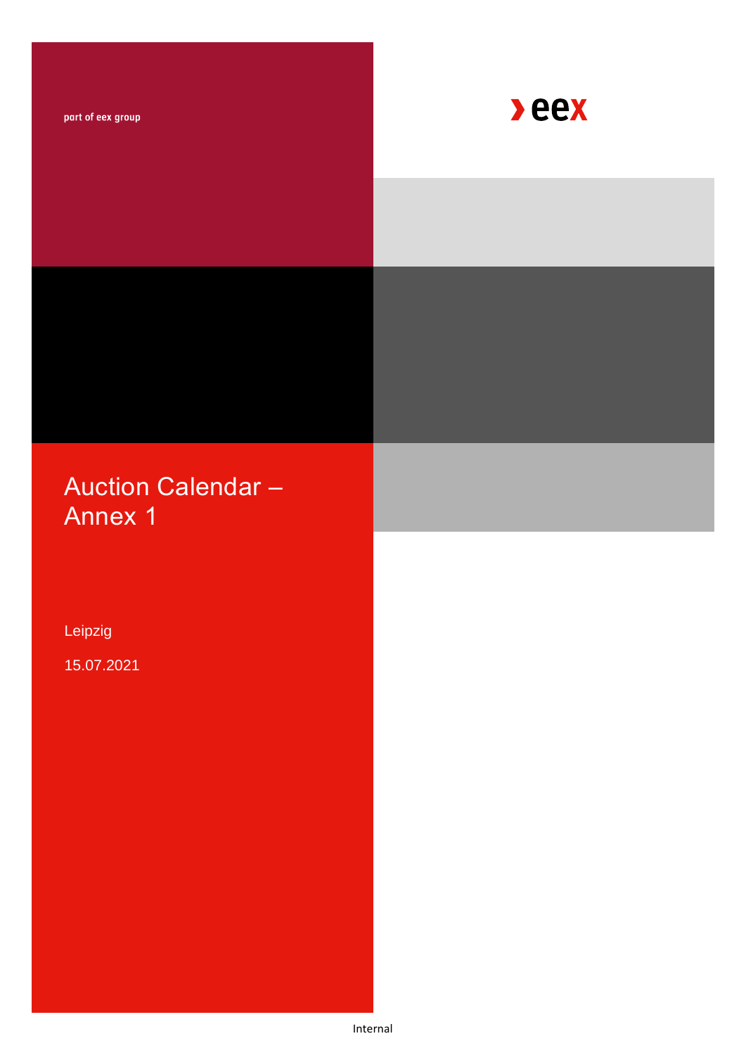part of eex group

eex

# Auction Calendar – Annex 1

Leipzig

15.07.2021

Internal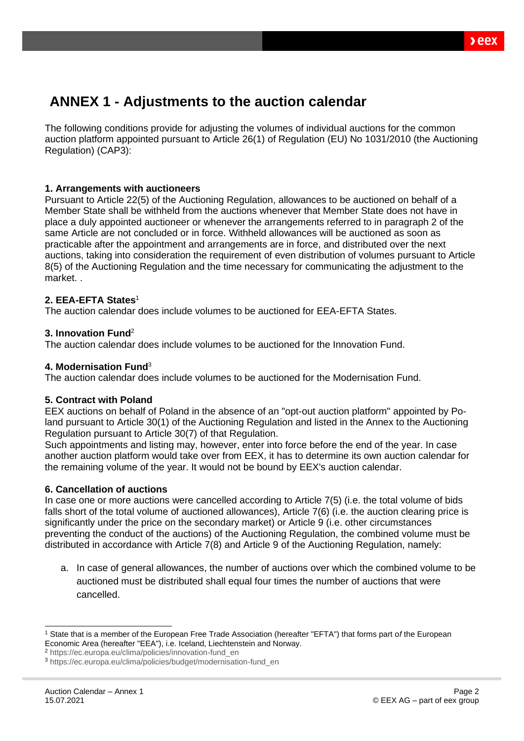# ANNEX 1 - Adjustments to the auction calendar

The following conditions provide for adjusting the volumes of individual auctions for the common auction platform appointed pursuant to Article 26(1) of Regulation (EU) No 1031/2010 (the Auctioning Regulation) (CAP3):

**1. Arrangements with auctioneers**
Pursuant to Article 22(5) of the Auctioning Regulation, allowances to be auctioned on behalf of a Member State shall be withheld from the auctions whenever that Member State does not have in place a duly appointed auctioneer or whenever the arrangements referred to in paragraph 2 of the same Article are not concluded or in force. Withheld allowances will be auctioned as soon as practicable after the appointment and arrangements are in force, and distributed over the next auctions, taking into consideration the requirement of even distribution of volumes pursuant to Article 8(5) of the Auctioning Regulation and the time necessary for communicating the adjustment to the market. .

**2. EEA-EFTA States**[1]
The auction calendar does include volumes to be auctioned for EEA-EFTA States.

**3. Innovation Fund**[2]
The auction calendar does include volumes to be auctioned for the Innovation Fund.

**4. Modernisation Fund**[3]
The auction calendar does include volumes to be auctioned for the Modernisation Fund.

**5. Contract with Poland**
EEX auctions on behalf of Poland in the absence of an "opt-out auction platform" appointed by Poland pursuant to Article 30(1) of the Auctioning Regulation and listed in the Annex to the Auctioning Regulation pursuant to Article 30(7) of that Regulation.
Such appointments and listing may, however, enter into force before the end of the year. In case another auction platform would take over from EEX, it has to determine its own auction calendar for the remaining volume of the year. It would not be bound by EEX's auction calendar.

**6. Cancellation of auctions**
In case one or more auctions were cancelled according to Article 7(5) (i.e. the total volume of bids falls short of the total volume of auctioned allowances), Article 7(6) (i.e. the auction clearing price is significantly under the price on the secondary market) or Article 9 (i.e. other circumstances preventing the conduct of the auctions) of the Auctioning Regulation, the combined volume must be distributed in accordance with Article 7(8) and Article 9 of the Auctioning Regulation, namely:

a. In case of general allowances, the number of auctions over which the combined volume to be auctioned must be distributed shall equal four times the number of auctions that were cancelled.

---

[1] State that is a member of the European Free Trade Association (hereafter "EFTA") that forms part of the European Economic Area (hereafter "EEA"), i.e. Iceland, Liechtenstein and Norway.

[2] https://ec.europa.eu/clima/policies/innovation-fund_en

[3] https://ec.europa.eu/clima/policies/budget/modernisation-fund_en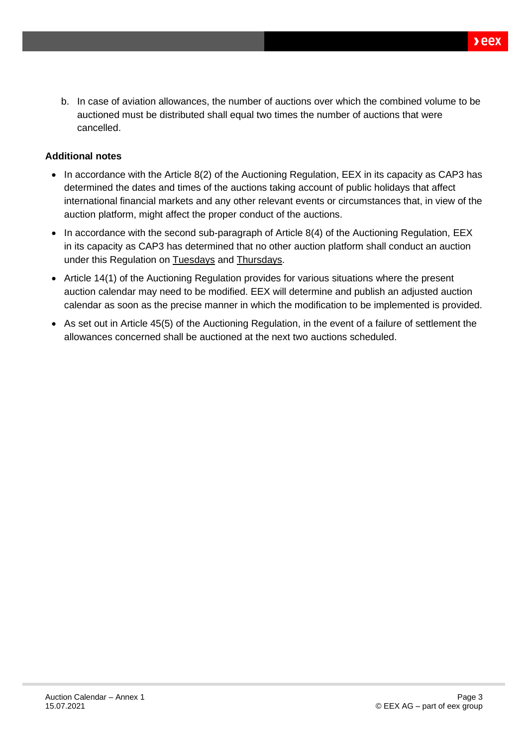b. In case of aviation allowances, the number of auctions over which the combined volume to be auctioned must be distributed shall equal two times the number of auctions that were cancelled.

**Additional notes**

- In accordance with the Article 8(2) of the Auctioning Regulation, EEX in its capacity as CAP3 has determined the dates and times of the auctions taking account of public holidays that affect international financial markets and any other relevant events or circumstances that, in view of the auction platform, might affect the proper conduct of the auctions.
- In accordance with the second sub-paragraph of Article 8(4) of the Auctioning Regulation, EEX in its capacity as CAP3 has determined that no other auction platform shall conduct an auction under this Regulation on Tuesdays and Thursdays.
- Article 14(1) of the Auctioning Regulation provides for various situations where the present auction calendar may need to be modified. EEX will determine and publish an adjusted auction calendar as soon as the precise manner in which the modification to be implemented is provided.
- As set out in Article 45(5) of the Auctioning Regulation, in the event of a failure of settlement the allowances concerned shall be auctioned at the next two auctions scheduled.